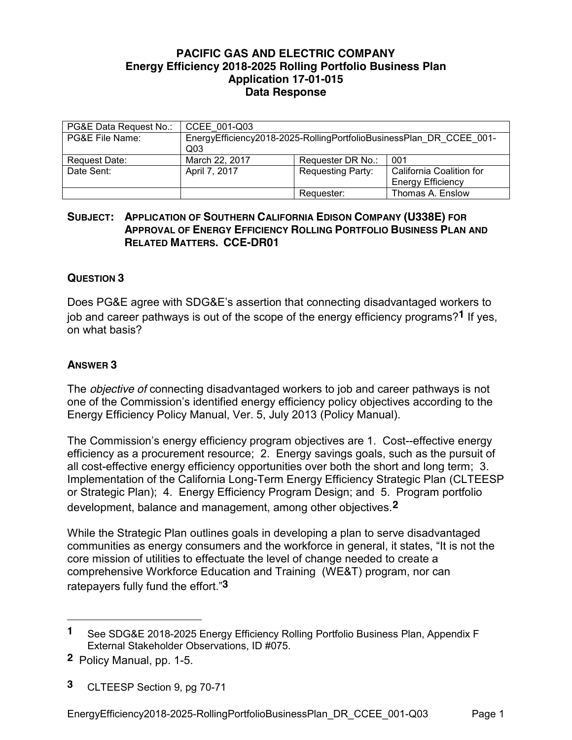# PACIFIC GAS AND ELECTRIC COMPANY
## Energy Efficiency 2018-2025 Rolling Portfolio Business Plan
## Application 17-01-015
## Data Response

| PG&E Data Request No.: | CCEE_001-Q03 | | |
|---|---|---|---|
| PG&E File Name: | EnergyEfficiency2018-2025-RollingPortfolioBusinessPlan_DR_CCEE_001-Q03 | | |
| Request Date: | March 22, 2017 | Requester DR No.: | 001 |
| Date Sent: | April 7, 2017 | Requesting Party: | California Coalition for Energy Efficiency |
| | | Requester: | Thomas A. Enslow |

**SUBJECT: APPLICATION OF SOUTHERN CALIFORNIA EDISON COMPANY (U338E) FOR APPROVAL OF ENERGY EFFICIENCY ROLLING PORTFOLIO BUSINESS PLAN AND RELATED MATTERS. CCE-DR01**

### QUESTION 3

Does PG&E agree with SDG&E's assertion that connecting disadvantaged workers to job and career pathways is out of the scope of the energy efficiency programs?[1] If yes, on what basis?

### ANSWER 3

The *objective of* connecting disadvantaged workers to job and career pathways is not one of the Commission's identified energy efficiency policy objectives according to the Energy Efficiency Policy Manual, Ver. 5, July 2013 (Policy Manual).

The Commission's energy efficiency program objectives are 1. Cost--effective energy efficiency as a procurement resource; 2. Energy savings goals, such as the pursuit of all cost-effective energy efficiency opportunities over both the short and long term; 3. Implementation of the California Long-Term Energy Efficiency Strategic Plan (CLTEESP or Strategic Plan); 4. Energy Efficiency Program Design; and 5. Program portfolio development, balance and management, among other objectives.[2]

While the Strategic Plan outlines goals in developing a plan to serve disadvantaged communities as energy consumers and the workforce in general, it states, "It is not the core mission of utilities to effectuate the level of change needed to create a comprehensive Workforce Education and Training (WE&T) program, nor can ratepayers fully fund the effort."[3]

---

[1] See SDG&E 2018-2025 Energy Efficiency Rolling Portfolio Business Plan, Appendix F External Stakeholder Observations, ID #075.

[2] Policy Manual, pp. 1-5.

[3] CLTEESP Section 9, pg 70-71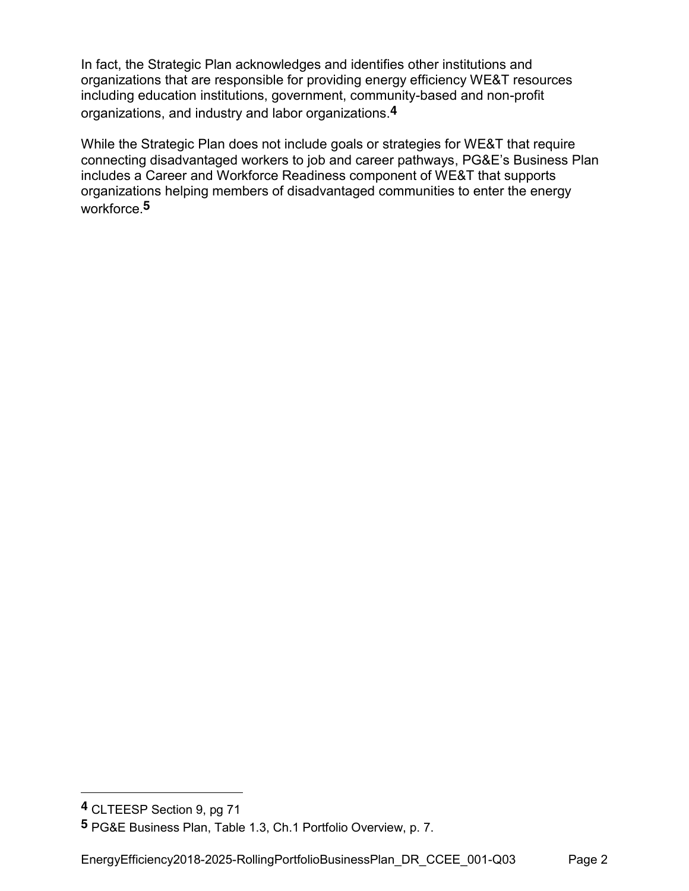In fact, the Strategic Plan acknowledges and identifies other institutions and organizations that are responsible for providing energy efficiency WE&T resources including education institutions, government, community-based and non-profit organizations, and industry and labor organizations.[4]

While the Strategic Plan does not include goals or strategies for WE&T that require connecting disadvantaged workers to job and career pathways, PG&E's Business Plan includes a Career and Workforce Readiness component of WE&T that supports organizations helping members of disadvantaged communities to enter the energy workforce.[5]

---

[4] CLTEESP Section 9, pg 71

[5] PG&E Business Plan, Table 1.3, Ch.1 Portfolio Overview, p. 7.